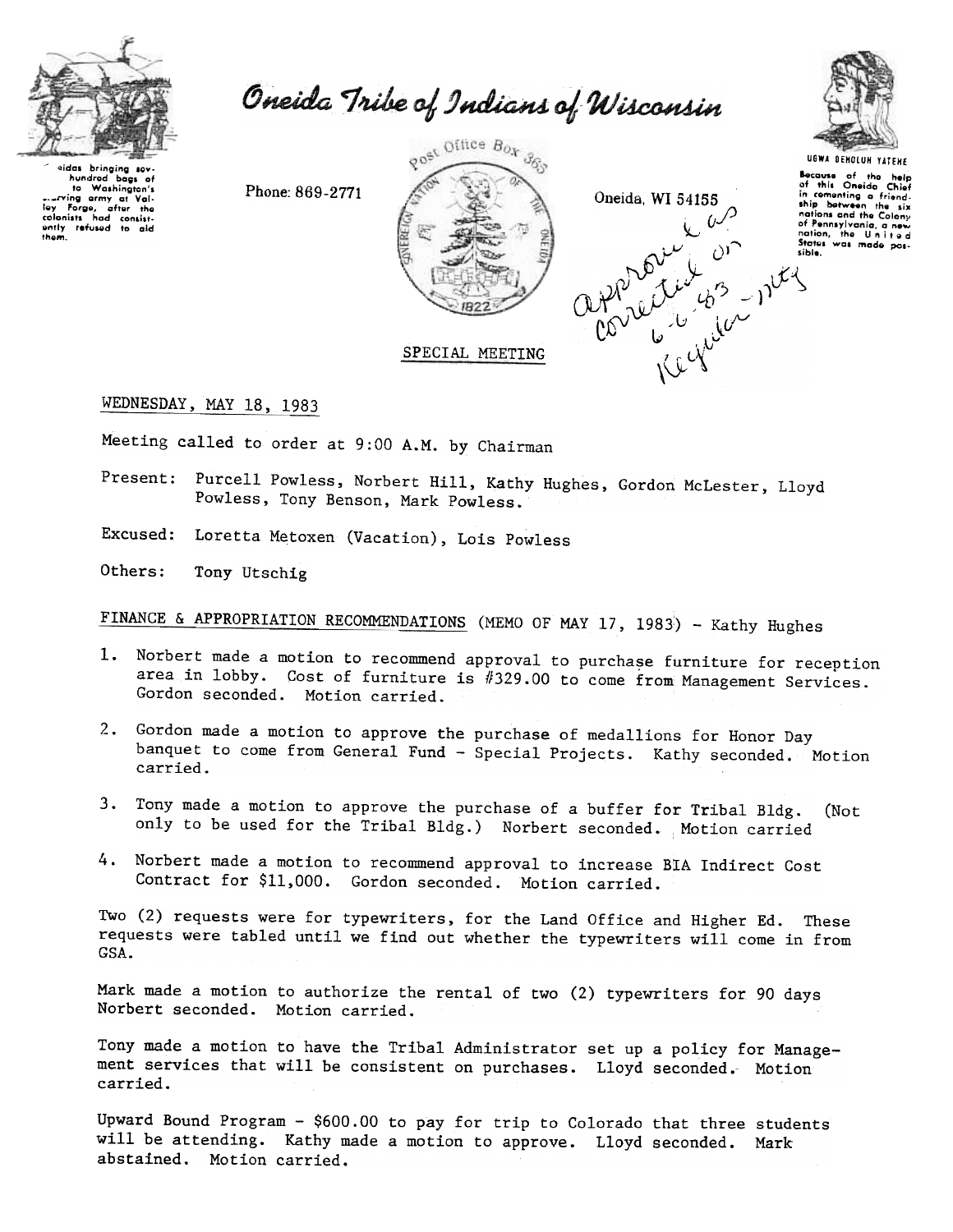Oneida Tribe of Indians of Wisconsin

Oneidas bringing several hundred bags of corn to Washington's starving army at Valley Forge, after the colonists had consistently refused to aid them.

Phone: 869-2771

Post Office Box 365

Oneida, WI 54155

UGWA DEHOLUH YATEHE

Because of the help of this Oneida Chief in cementing a friendship between the six nations and the Colony of Pennsylvania, a new nation, the United States was made possible.

approved as corrected on 6-6-83 Regular mtg

SPECIAL MEETING

WEDNESDAY, MAY 18, 1983

Meeting called to order at 9:00 A.M. by Chairman

Present: Purcell Powless, Norbert Hill, Kathy Hughes, Gordon McLester, Lloyd Powless, Tony Benson, Mark Powless.

Excused: Loretta Metoxen (Vacation), Lois Powless

Others: Tony Utschig

FINANCE & APPROPRIATION RECOMMENDATIONS (MEMO OF MAY 17, 1983) - Kathy Hughes

1. Norbert made a motion to recommend approval to purchase furniture for reception area in lobby. Cost of furniture is #329.00 to come from Management Services. Gordon seconded. Motion carried.

2. Gordon made a motion to approve the purchase of medallions for Honor Day banquet to come from General Fund - Special Projects. Kathy seconded. Motion carried.

3. Tony made a motion to approve the purchase of a buffer for Tribal Bldg. (Not only to be used for the Tribal Bldg.) Norbert seconded. Motion carried

4. Norbert made a motion to recommend approval to increase BIA Indirect Cost Contract for $11,000. Gordon seconded. Motion carried.

Two (2) requests were for typewriters, for the Land Office and Higher Ed. These requests were tabled until we find out whether the typewriters will come in from GSA.

Mark made a motion to authorize the rental of two (2) typewriters for 90 days Norbert seconded. Motion carried.

Tony made a motion to have the Tribal Administrator set up a policy for Management services that will be consistent on purchases. Lloyd seconded. Motion carried.

Upward Bound Program - $600.00 to pay for trip to Colorado that three students will be attending. Kathy made a motion to approve. Lloyd seconded. Mark abstained. Motion carried.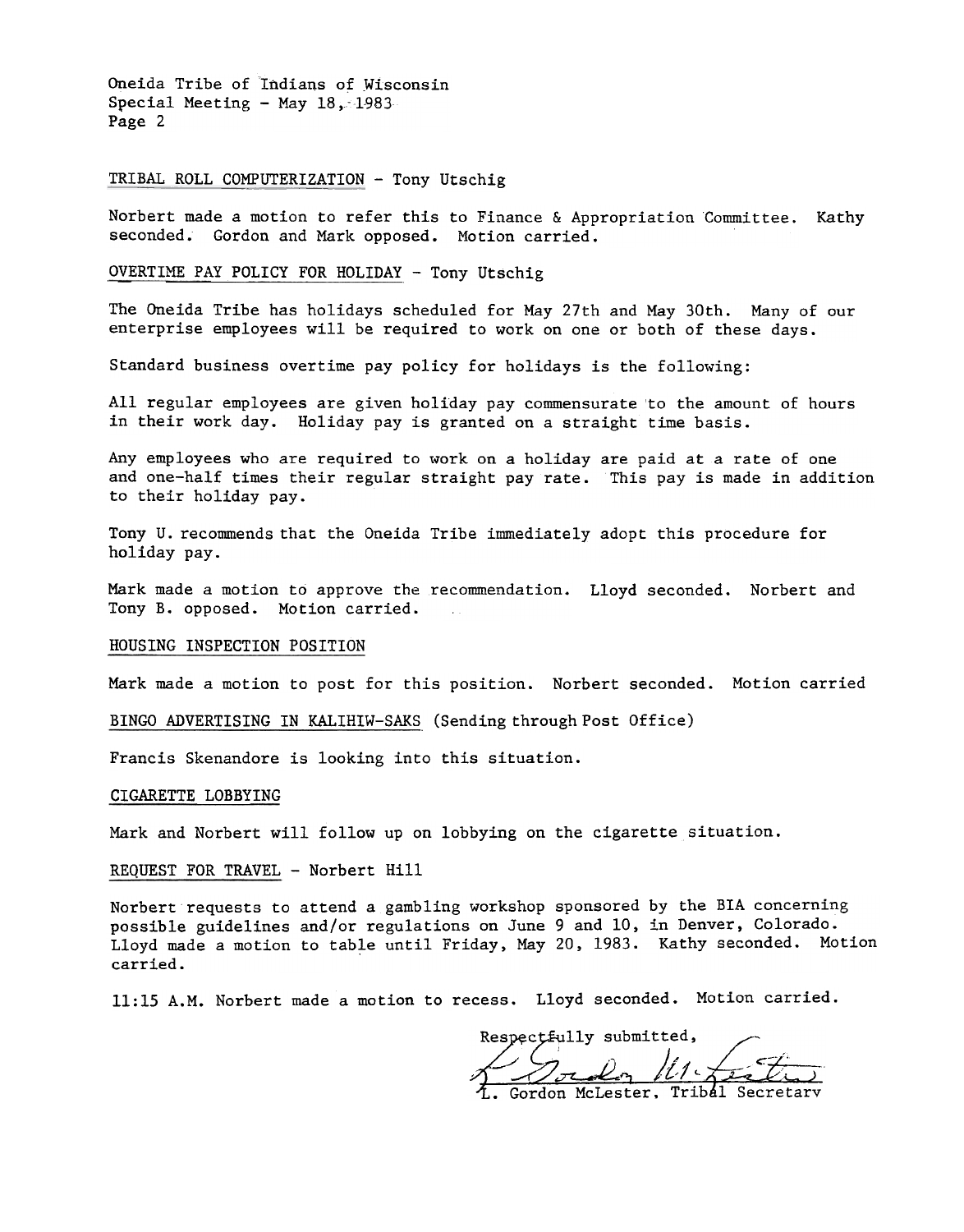Oneida Tribe of Indians of Wisconsin
Special Meeting - May 18, 1983
Page 2

TRIBAL ROLL COMPUTERIZATION - Tony Utschig

Norbert made a motion to refer this to Finance & Appropriation Committee. Kathy seconded. Gordon and Mark opposed. Motion carried.

OVERTIME PAY POLICY FOR HOLIDAY - Tony Utschig

The Oneida Tribe has holidays scheduled for May 27th and May 30th. Many of our enterprise employees will be required to work on one or both of these days.

Standard business overtime pay policy for holidays is the following:

All regular employees are given holiday pay commensurate to the amount of hours in their work day. Holiday pay is granted on a straight time basis.

Any employees who are required to work on a holiday are paid at a rate of one and one-half times their regular straight pay rate. This pay is made in addition to their holiday pay.

Tony U. recommends that the Oneida Tribe immediately adopt this procedure for holiday pay.

Mark made a motion to approve the recommendation. Lloyd seconded. Norbert and Tony B. opposed. Motion carried.

HOUSING INSPECTION POSITION

Mark made a motion to post for this position. Norbert seconded. Motion carried

BINGO ADVERTISING IN KALIHIW-SAKS (Sending through Post Office)

Francis Skenandore is looking into this situation.

CIGARETTE LOBBYING

Mark and Norbert will follow up on lobbying on the cigarette situation.

REQUEST FOR TRAVEL - Norbert Hill

Norbert requests to attend a gambling workshop sponsored by the BIA concerning possible guidelines and/or regulations on June 9 and 10, in Denver, Colorado. Lloyd made a motion to table until Friday, May 20, 1983. Kathy seconded. Motion carried.

11:15 A.M. Norbert made a motion to recess. Lloyd seconded. Motion carried.

Respectfully submitted,

L. Gordon McLester, Tribal Secretary